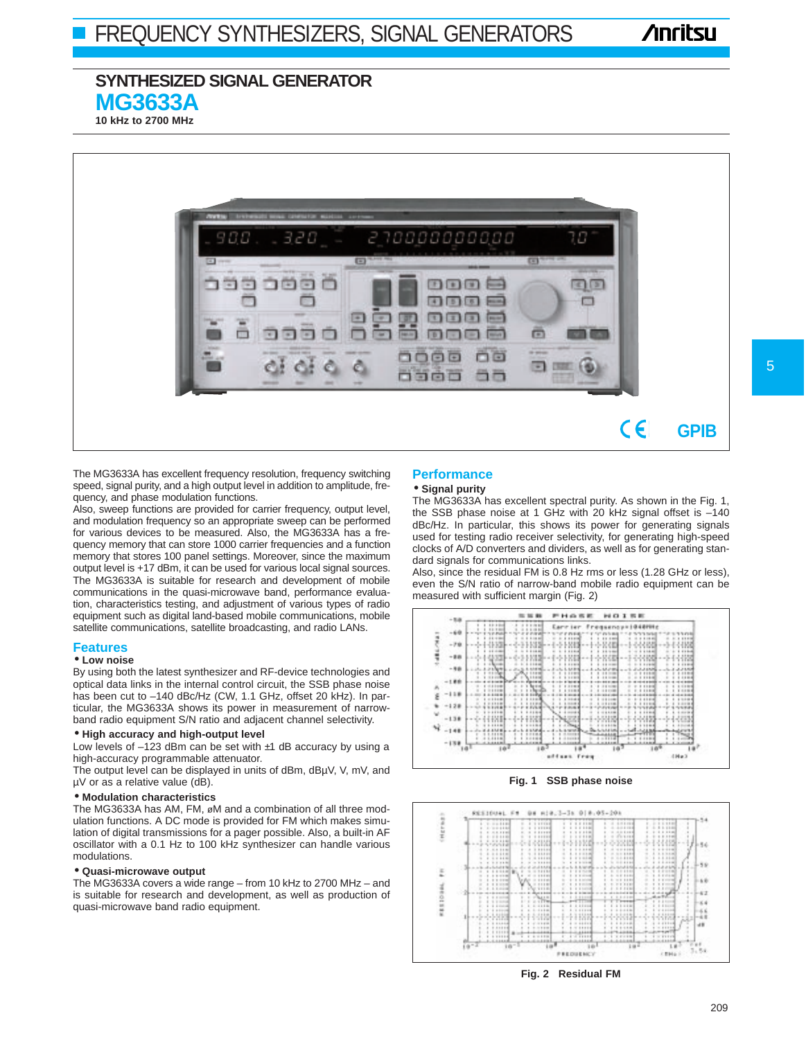# SYNTHESIZED SIGNAL GENERATOR

## MG3633A

**10 kHz to 2700 MHz**

GPIB

The MG3633A has excellent frequency resolution, frequency switching speed, signal purity, and a high output level in addition to amplitude, frequency, and phase modulation functions.
Also, sweep functions are provided for carrier frequency, output level, and modulation frequency so an appropriate sweep can be performed for various devices to be measured. Also, the MG3633A has a frequency memory that can store 1000 carrier frequencies and a function memory that stores 100 panel settings. Moreover, since the maximum output level is +17 dBm, it can be used for various local signal sources.
The MG3633A is suitable for research and development of mobile communications in the quasi-microwave band, performance evaluation, characteristics testing, and adjustment of various types of radio equipment such as digital land-based mobile communications, mobile satellite communications, satellite broadcasting, and radio LANs.

## Features

**• Low noise**

By using both the latest synthesizer and RF-device technologies and optical data links in the internal control circuit, the SSB phase noise has been cut to –140 dBc/Hz (CW, 1.1 GHz, offset 20 kHz). In particular, the MG3633A shows its power in measurement of narrow-band radio equipment S/N ratio and adjacent channel selectivity.

**• High accuracy and high-output level**

Low levels of –123 dBm can be set with ±1 dB accuracy by using a high-accuracy programmable attenuator.
The output level can be displayed in units of dBm, dBµV, V, mV, and µV or as a relative value (dB).

**• Modulation characteristics**

The MG3633A has AM, FM, øM and a combination of all three modulation functions. A DC mode is provided for FM which makes simulation of digital transmissions for a pager possible. Also, a built-in AF oscillator with a 0.1 Hz to 100 kHz synthesizer can handle various modulations.

**• Quasi-microwave output**

The MG3633A covers a wide range – from 10 kHz to 2700 MHz – and is suitable for research and development, as well as production of quasi-microwave band radio equipment.

## Performance

**• Signal purity**

The MG3633A has excellent spectral purity. As shown in the Fig. 1, the SSB phase noise at 1 GHz with 20 kHz signal offset is –140 dBc/Hz. In particular, this shows its power for generating signals used for testing radio receiver selectivity, for generating high-speed clocks of A/D converters and dividers, as well as for generating standard signals for communications links.
Also, since the residual FM is 0.8 Hz rms or less (1.28 GHz or less), even the S/N ratio of narrow-band mobile radio equipment can be measured with sufficient margin (Fig. 2)

Fig. 1 SSB phase noise

Fig. 2 Residual FM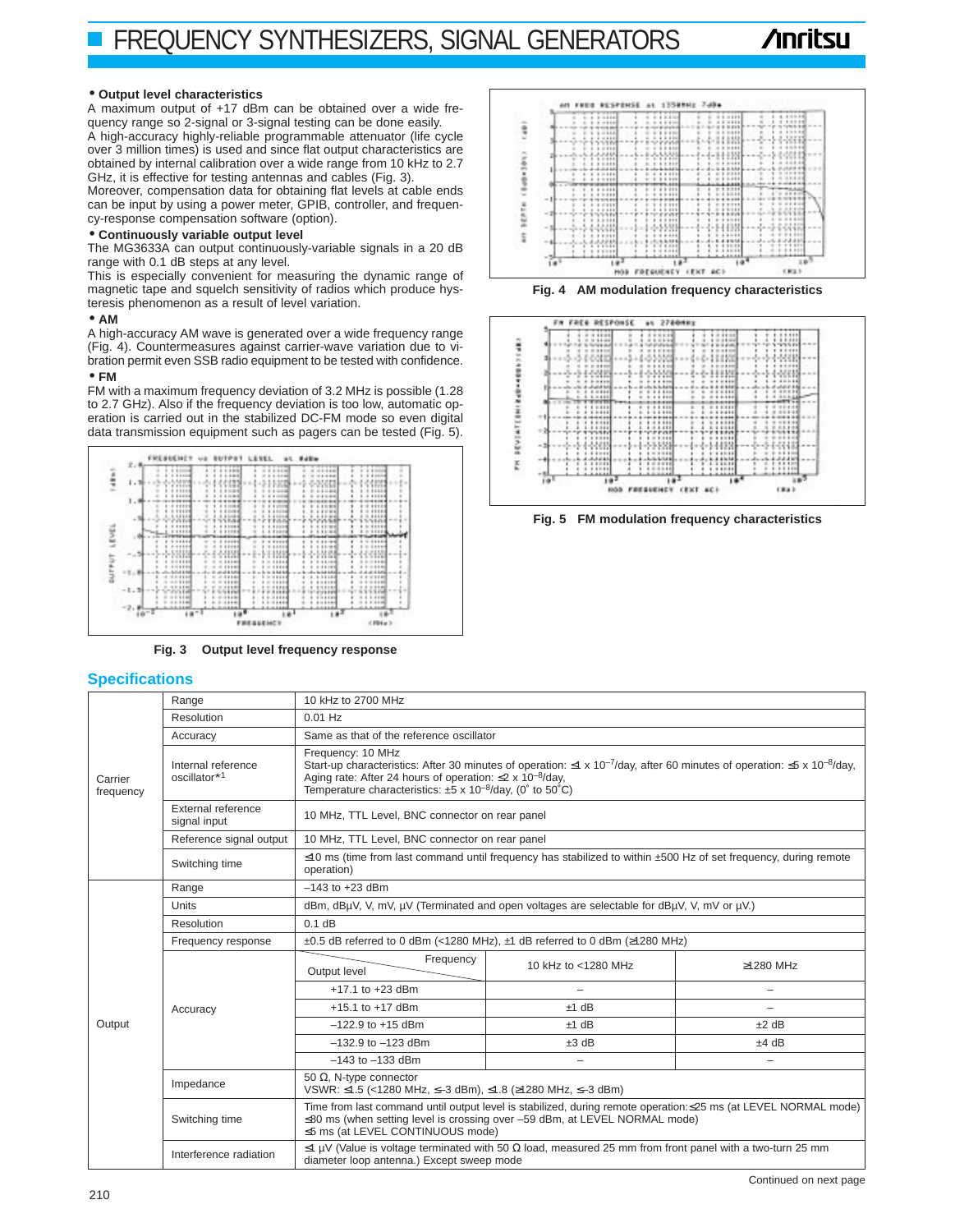- **Output level characteristics**

A maximum output of +17 dBm can be obtained over a wide frequency range so 2-signal or 3-signal testing can be done easily.
A high-accuracy highly-reliable programmable attenuator (life cycle over 3 million times) is used and since flat output characteristics are obtained by internal calibration over a wide range from 10 kHz to 2.7 GHz, it is effective for testing antennas and cables (Fig. 3).
Moreover, compensation data for obtaining flat levels at cable ends can be input by using a power meter, GPIB, controller, and frequency-response compensation software (option).

- **Continuously variable output level**

The MG3633A can output continuously-variable signals in a 20 dB range with 0.1 dB steps at any level.
This is especially convenient for measuring the dynamic range of magnetic tape and squelch sensitivity of radios which produce hysteresis phenomenon as a result of level variation.

- **AM**

A high-accuracy AM wave is generated over a wide frequency range (Fig. 4). Countermeasures against carrier-wave variation due to vibration permit even SSB radio equipment to be tested with confidence.

- **FM**

FM with a maximum frequency deviation of 3.2 MHz is possible (1.28 to 2.7 GHz). Also if the frequency deviation is too low, automatic operation is carried out in the stabilized DC-FM mode so even digital data transmission equipment such as pagers can be tested (Fig. 5).

Fig. 3 Output level frequency response

Fig. 4 AM modulation frequency characteristics

Fig. 5 FM modulation frequency characteristics

## Specifications

| | | |
|---|---|---|
| Carrier frequency | Range | 10 kHz to 2700 MHz |
| | Resolution | 0.01 Hz |
| | Accuracy | Same as that of the reference oscillator |
| | Internal reference oscillator*1 | Frequency: 10 MHz<br>Start-up characteristics: After 30 minutes of operation: ≤1 x $10^{-7}$/day, after 60 minutes of operation: ≤5 x $10^{-8}$/day,<br>Aging rate: After 24 hours of operation: ≤2 x $10^{-8}$/day,<br>Temperature characteristics: ±5 x $10^{-8}$/day, (0° to 50°C) |
| | External reference signal input | 10 MHz, TTL Level, BNC connector on rear panel |
| | Reference signal output | 10 MHz, TTL Level, BNC connector on rear panel |
| | Switching time | ≤10 ms (time from last command until frequency has stabilized to within ±500 Hz of set frequency, during remote operation) |
| Output | Range | –143 to +23 dBm |
| | Units | dBm, dBµV, V, mV, µV (Terminated and open voltages are selectable for dBµV, V, mV or µV.) |
| | Resolution | 0.1 dB |
| | Frequency response | ±0.5 dB referred to 0 dBm (<1280 MHz), ±1 dB referred to 0 dBm (≥1280 MHz) |
| | Impedance | 50 Ω, N-type connector<br>VSWR: ≤1.5 (<1280 MHz, ≤–3 dBm), ≤1.8 (≥1280 MHz, ≤–3 dBm) |
| | Switching time | Time from last command until output level is stabilized, during remote operation:≤25 ms (at LEVEL NORMAL mode)<br>≤80 ms (when setting level is crossing over –59 dBm, at LEVEL NORMAL mode)<br>≤5 ms (at LEVEL CONTINUOUS mode) |
| | Interference radiation | ≤1 µV (Value is voltage terminated with 50 Ω load, measured 25 mm from front panel with a two-turn 25 mm diameter loop antenna.) Except sweep mode |

Output — Accuracy:

| Output level \ Frequency | 10 kHz to <1280 MHz | ≥1280 MHz |
|---|---|---|
| +17.1 to +23 dBm | – | – |
| +15.1 to +17 dBm | ±1 dB | – |
| –122.9 to +15 dBm | ±1 dB | ±2 dB |
| –132.9 to –123 dBm | ±3 dB | ±4 dB |
| –143 to –133 dBm | – | – |

Continued on next page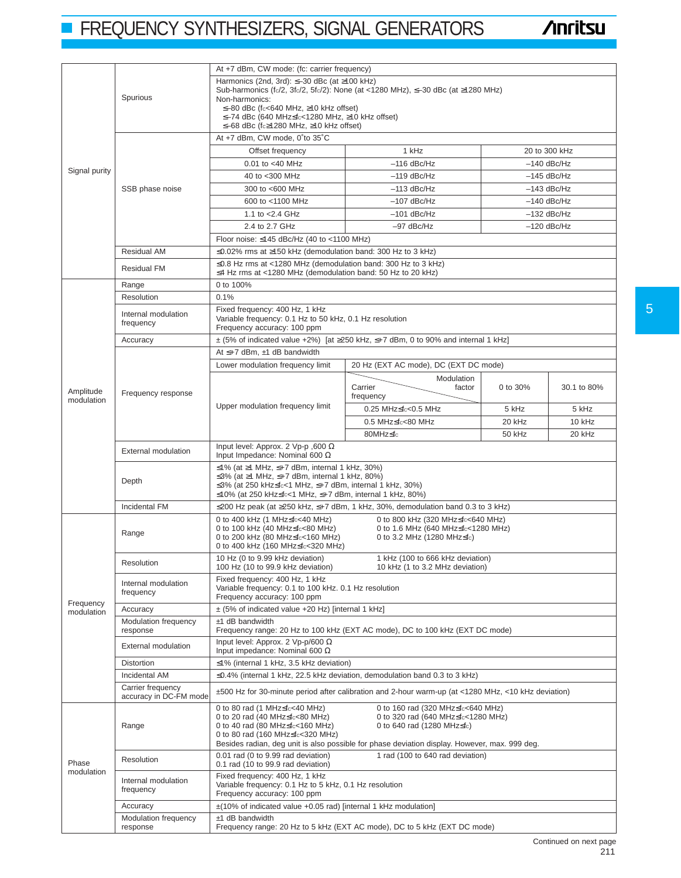# FREQUENCY SYNTHESIZERS, SIGNAL GENERATORS

| | | | | | |
|---|---|---|---|---|---|
| Signal purity | Spurious | At +7 dBm, CW mode: (fc: carrier frequency)<br>Harmonics (2nd, 3rd): ≤–30 dBc (at ≥100 kHz)<br>Sub-harmonics ($f_c$/2, 3$f_c$/2, 5$f_c$/2): None (at <1280 MHz), ≤–30 dBc (at ≥1280 MHz)<br>Non-harmonics:<br>≤–80 dBc ($f_c$<640 MHz, ≥10 kHz offset)<br>≤–74 dBc (640 MHz≤$f_c$<1280 MHz, ≥10 kHz offset)<br>≤–68 dBc ($f_c$≥1280 MHz, ≥10 kHz offset) | | | |
| | SSB phase noise | At +7 dBm, CW mode, 0˚to 35˚C | | | |
| | | Offset frequency | 1 kHz | 20 to 300 kHz | |
| | | 0.01 to <40 MHz | –116 dBc/Hz | –140 dBc/Hz | |
| | | 40 to <300 MHz | –119 dBc/Hz | –145 dBc/Hz | |
| | | 300 to <600 MHz | –113 dBc/Hz | –143 dBc/Hz | |
| | | 600 to <1100 MHz | –107 dBc/Hz | –140 dBc/Hz | |
| | | 1.1 to <2.4 GHz | –101 dBc/Hz | –132 dBc/Hz | |
| | | 2.4 to 2.7 GHz | –97 dBc/Hz | –120 dBc/Hz | |
| | | Floor noise: ≤145 dBc/Hz (40 to <1100 MHz) | | | |
| | Residual AM | ≤0.02% rms at ≥150 kHz (demodulation band: 300 Hz to 3 kHz) | | | |
| | Residual FM | ≤0.8 Hz rms at <1280 MHz (demodulation band: 300 Hz to 3 kHz)<br>≤4 Hz rms at <1280 MHz (demodulation band: 50 Hz to 20 kHz) | | | |
| Amplitude modulation | Range | 0 to 100% | | | |
| | Resolution | 0.1% | | | |
| | Internal modulation frequency | Fixed frequency: 400 Hz, 1 kHz<br>Variable frequency: 0.1 Hz to 50 kHz, 0.1 Hz resolution<br>Frequency accuracy: 100 ppm | | | |
| | Accuracy | ± (5% of indicated value +2%) [at ≥250 kHz, ≤+7 dBm, 0 to 90% and internal 1 kHz] | | | |
| | Frequency response | At ≤+7 dBm, ±1 dB bandwidth | | | |
| | | Lower modulation frequency limit | 20 Hz (EXT AC mode), DC (EXT DC mode) | | |
| | | Upper modulation frequency limit | Carrier frequency \ Modulation factor | 0 to 30% | 30.1 to 80% |
| | | | 0.25 MHz≤$f_c$<0.5 MHz | 5 kHz | 5 kHz |
| | | | 0.5 MHz≤$f_c$<80 MHz | 20 kHz | 10 kHz |
| | | | 80MHz≤$f_c$ | 50 kHz | 20 kHz |
| | External modulation | Input level: Approx. 2 Vp-p ,600 Ω<br>Input Impedance: Nominal 600 Ω | | | |
| | Depth | ≤1% (at ≥1 MHz, ≤+7 dBm, internal 1 kHz, 30%)<br>≤3% (at ≥1 MHz, ≤+7 dBm, internal 1 kHz, 80%)<br>≤3% (at 250 kHz≤$f_c$<1 MHz, ≤+7 dBm, internal 1 kHz, 30%)<br>≤10% (at 250 kHz≤$f_c$<1 MHz, ≤+7 dBm, internal 1 kHz, 80%) | | | |
| | Incidental FM | ≤200 Hz peak (at ≥250 kHz, ≤+7 dBm, 1 kHz, 30%, demodulation band 0.3 to 3 kHz) | | | |
| Frequency modulation | Range | 0 to 400 kHz (1 MHz≤$f_c$<40 MHz)<br>0 to 100 kHz (40 MHz≤$f_c$<80 MHz)<br>0 to 200 kHz (80 MHz≤$f_c$<160 MHz)<br>0 to 400 kHz (160 MHz≤$f_c$<320 MHz)<br>0 to 800 kHz (320 MHz≤$f_c$<640 MHz)<br>0 to 1.6 MHz (640 MHz≤$f_c$<1280 MHz)<br>0 to 3.2 MHz (1280 MHz≤$f_c$) | | | |
| | Resolution | 10 Hz (0 to 9.99 kHz deviation)<br>100 Hz (10 to 99.9 kHz deviation)<br>1 kHz (100 to 666 kHz deviation)<br>10 kHz (1 to 3.2 MHz deviation) | | | |
| | Internal modulation frequency | Fixed frequency: 400 Hz, 1 kHz<br>Variable frequency: 0.1 to 100 kHz. 0.1 Hz resolution<br>Frequency accuracy: 100 ppm | | | |
| | Accuracy | ± (5% of indicated value +20 Hz) [internal 1 kHz] | | | |
| | Modulation frequency response | ±1 dB bandwidth<br>Frequency range: 20 Hz to 100 kHz (EXT AC mode), DC to 100 kHz (EXT DC mode) | | | |
| | External modulation | Input level: Approx. 2 Vp-p/600 Ω<br>Input impedance: Nominal 600 Ω | | | |
| | Distortion | ≤1% (internal 1 kHz, 3.5 kHz deviation) | | | |
| | Incidental AM | ≤0.4% (internal 1 kHz, 22.5 kHz deviation, demodulation band 0.3 to 3 kHz) | | | |
| | Carrier frequency accuracy in DC-FM mode | ±500 Hz for 30-minute period after calibration and 2-hour warm-up (at <1280 MHz, <10 kHz deviation) | | | |
| Phase modulation | Range | 0 to 80 rad (1 MHz≤$f_c$<40 MHz)<br>0 to 20 rad (40 MHz≤$f_c$<80 MHz)<br>0 to 40 rad (80 MHz≤$f_c$<160 MHz)<br>0 to 80 rad (160 MHz≤$f_c$<320 MHz)<br>0 to 160 rad (320 MHz≤$f_c$<640 MHz)<br>0 to 320 rad (640 MHz≤$f_c$<1280 MHz)<br>0 to 640 rad (1280 MHz≤$f_c$)<br>Besides radian, deg unit is also possible for phase deviation display. However, max. 999 deg. | | | |
| | Resolution | 0.01 rad (0 to 9.99 rad deviation)<br>0.1 rad (10 to 99.9 rad deviation)<br>1 rad (100 to 640 rad deviation) | | | |
| | Internal modulation frequency | Fixed frequency: 400 Hz, 1 kHz<br>Variable frequency: 0.1 Hz to 5 kHz, 0.1 Hz resolution<br>Frequency accuracy: 100 ppm | | | |
| | Accuracy | ±(10% of indicated value +0.05 rad) [internal 1 kHz modulation] | | | |
| | Modulation frequency response | ±1 dB bandwidth<br>Frequency range: 20 Hz to 5 kHz (EXT AC mode), DC to 5 kHz (EXT DC mode) | | | |

Continued on next page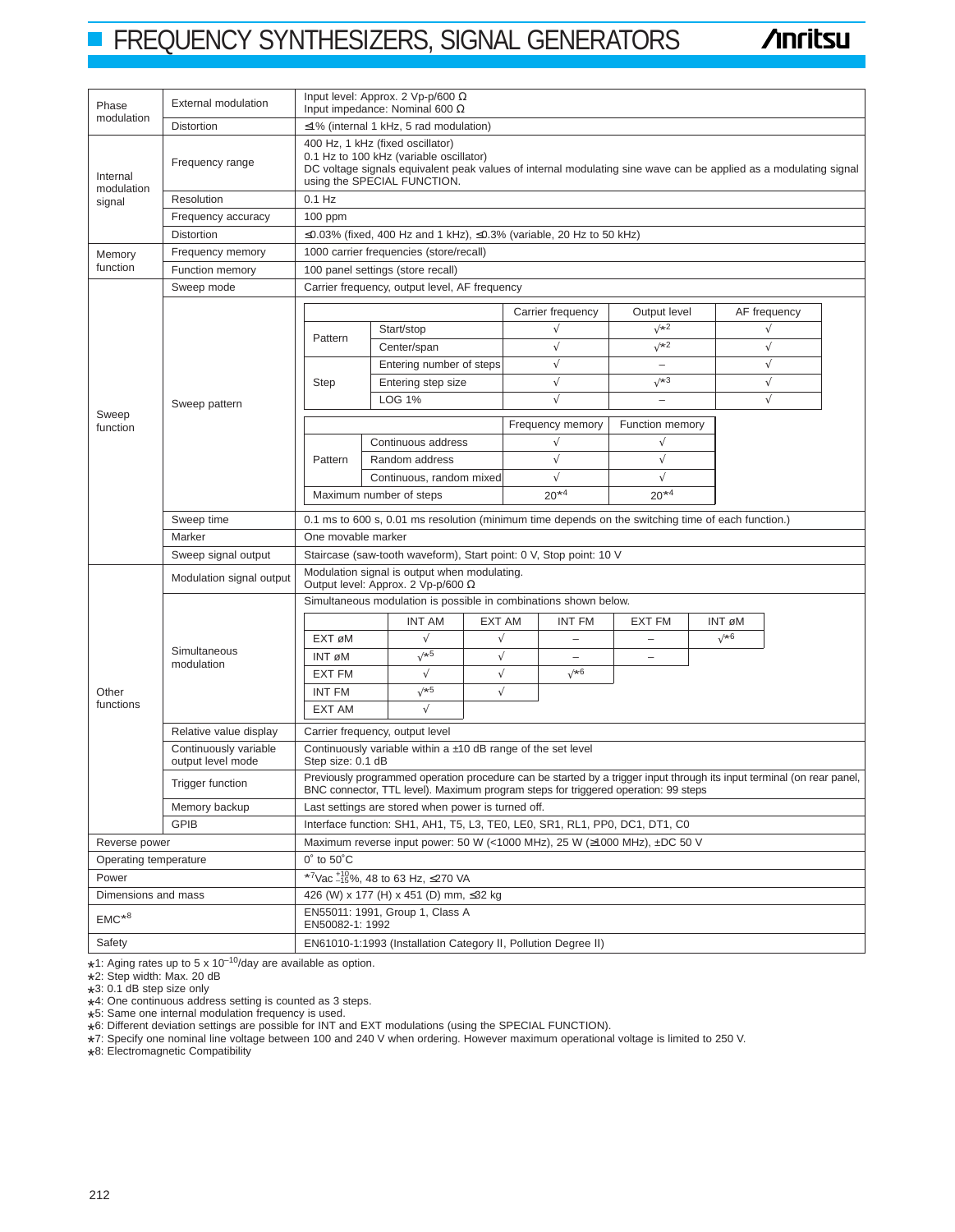# FREQUENCY SYNTHESIZERS, SIGNAL GENERATORS

| | | |
|---|---|---|
| Phase modulation | External modulation | Input level: Approx. 2 Vp-p/600 Ω<br>Input impedance: Nominal 600 Ω |
| | Distortion | ≤1% (internal 1 kHz, 5 rad modulation) |
| Internal modulation signal | Frequency range | 400 Hz, 1 kHz (fixed oscillator)<br>0.1 Hz to 100 kHz (variable oscillator)<br>DC voltage signals equivalent peak values of internal modulating sine wave can be applied as a modulating signal using the SPECIAL FUNCTION. |
| | Resolution | 0.1 Hz |
| | Frequency accuracy | 100 ppm |
| | Distortion | ≤0.03% (fixed, 400 Hz and 1 kHz), ≤0.3% (variable, 20 Hz to 50 kHz) |
| Memory function | Frequency memory | 1000 carrier frequencies (store/recall) |
| | Function memory | 100 panel settings (store recall) |
| Sweep function | Sweep mode | Carrier frequency, output level, AF frequency |
| | Sweep pattern | (see tables below) |
| | Sweep time | 0.1 ms to 600 s, 0.01 ms resolution (minimum time depends on the switching time of each function.) |
| | Marker | One movable marker |
| | Sweep signal output | Staircase (saw-tooth waveform), Start point: 0 V, Stop point: 10 V |
| Other functions | Modulation signal output | Modulation signal is output when modulating.<br>Output level: Approx. 2 Vp-p/600 Ω |
| | Simultaneous modulation | Simultaneous modulation is possible in combinations shown below. (see table below) |
| | Relative value display | Carrier frequency, output level |
| | Continuously variable output level mode | Continuously variable within a ±10 dB range of the set level<br>Step size: 0.1 dB |
| | Trigger function | Previously programmed operation procedure can be started by a trigger input through its input terminal (on rear panel, BNC connector, TTL level). Maximum program steps for triggered operation: 99 steps |
| | Memory backup | Last settings are stored when power is turned off. |
| | GPIB | Interface function: SH1, AH1, T5, L3, TE0, LE0, SR1, RL1, PP0, DC1, DT1, C0 |
| Reverse power | | Maximum reverse input power: 50 W (<1000 MHz), 25 W (≥1000 MHz), ±DC 50 V |
| Operating temperature | | 0° to 50°C |
| Power | | *7Vac $^{+10}_{-15}$%, 48 to 63 Hz, ≤270 VA |
| Dimensions and mass | | 426 (W) x 177 (H) x 451 (D) mm, ≤32 kg |
| EMC*8 | | EN55011: 1991, Group 1, Class A<br>EN50082-1: 1992 |
| Safety | | EN61010-1:1993 (Installation Category II, Pollution Degree II) |

Sweep pattern:

| | | Carrier frequency | Output level | AF frequency |
|---|---|---|---|---|
| Pattern | Start/stop | √ | √*2 | √ |
| | Center/span | √ | √*2 | √ |
| Step | Entering number of steps | √ | – | √ |
| | Entering step size | √ | √*3 | √ |
| | LOG 1% | √ | – | √ |

| | | Frequency memory | Function memory |
|---|---|---|---|
| Pattern | Continuous address | √ | √ |
| | Random address | √ | √ |
| | Continuous, random mixed | √ | √ |
| Maximum number of steps | | 20*4 | 20*4 |

Simultaneous modulation:

| | INT AM | EXT AM | INT FM | EXT FM | INT øM |
|---|---|---|---|---|---|
| EXT øM | √ | √ | – | – | √*6 |
| INT øM | √*5 | √ | – | – | |
| EXT FM | √ | √ | √*6 | | |
| INT FM | √*5 | √ | | | |
| EXT AM | √ | | | | |

*1: Aging rates up to 5 x $10^{-10}$/day are available as option.
*2: Step width: Max. 20 dB
*3: 0.1 dB step size only
*4: One continuous address setting is counted as 3 steps.
*5: Same one internal modulation frequency is used.
*6: Different deviation settings are possible for INT and EXT modulations (using the SPECIAL FUNCTION).
*7: Specify one nominal line voltage between 100 and 240 V when ordering. However maximum operational voltage is limited to 250 V.
*8: Electromagnetic Compatibility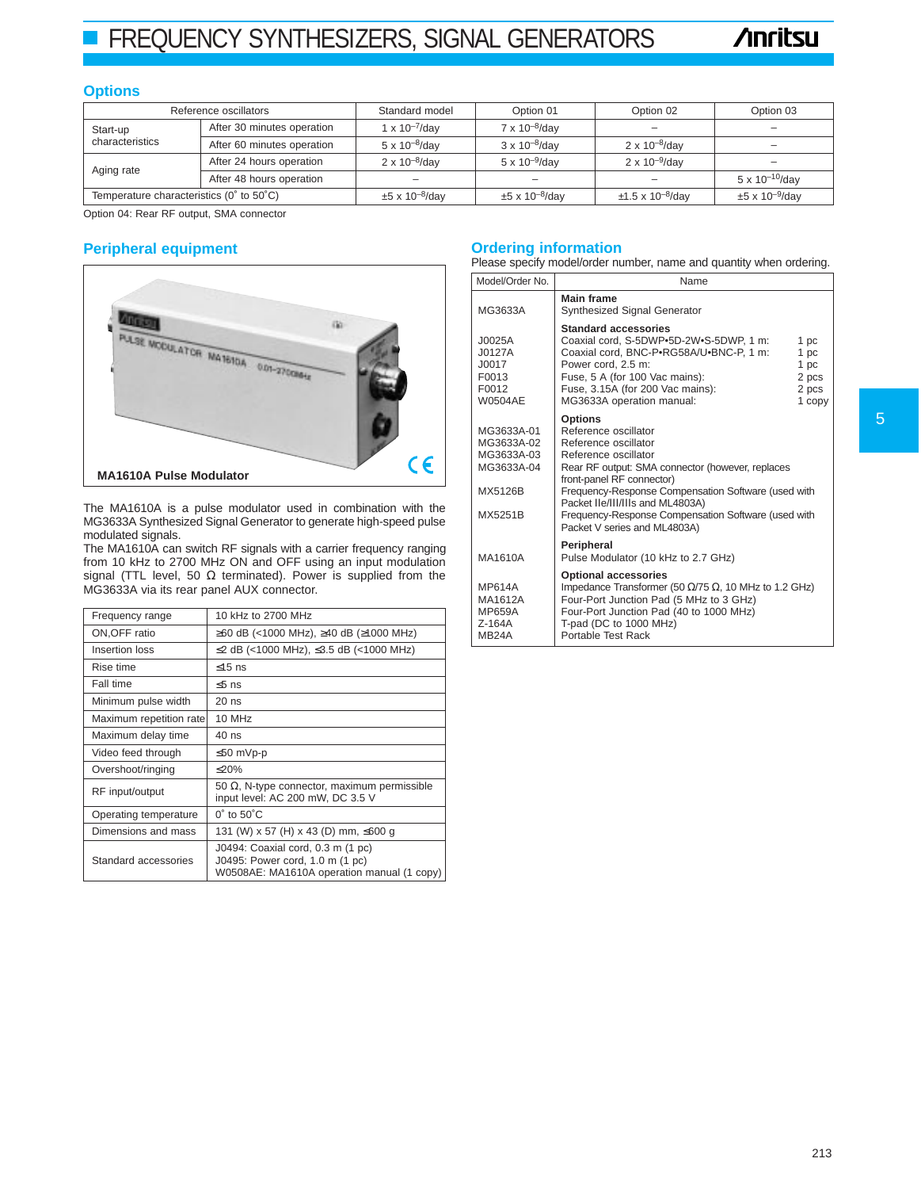## Options

| Reference oscillators | | Standard model | Option 01 | Option 02 | Option 03 |
|---|---|---|---|---|---|
| Start-up characteristics | After 30 minutes operation | 1 x $10^{-7}$/day | 7 x $10^{-8}$/day | – | – |
| | After 60 minutes operation | 5 x $10^{-8}$/day | 3 x $10^{-8}$/day | 2 x $10^{-8}$/day | – |
| Aging rate | After 24 hours operation | 2 x $10^{-8}$/day | 5 x $10^{-9}$/day | 2 x $10^{-9}$/day | – |
| | After 48 hours operation | – | – | – | 5 x $10^{-10}$/day |
| Temperature characteristics (0˚ to 50˚C) | | ±5 x $10^{-8}$/day | ±5 x $10^{-8}$/day | ±1.5 x $10^{-8}$/day | ±5 x $10^{-9}$/day |

Option 04: Rear RF output, SMA connector

## Peripheral equipment

**MA1610A Pulse Modulator**

The MA1610A is a pulse modulator used in combination with the MG3633A Synthesized Signal Generator to generate high-speed pulse modulated signals.
The MA1610A can switch RF signals with a carrier frequency ranging from 10 kHz to 2700 MHz ON and OFF using an input modulation signal (TTL level, 50 Ω terminated). Power is supplied from the MG3633A via its rear panel AUX connector.

| | |
|---|---|
| Frequency range | 10 kHz to 2700 MHz |
| ON,OFF ratio | ≥60 dB (<1000 MHz), ≥40 dB (≥1000 MHz) |
| Insertion loss | ≤2 dB (<1000 MHz), ≤3.5 dB (<1000 MHz) |
| Rise time | ≤15 ns |
| Fall time | ≤5 ns |
| Minimum pulse width | 20 ns |
| Maximum repetition rate | 10 MHz |
| Maximum delay time | 40 ns |
| Video feed through | ≤50 mVp-p |
| Overshoot/ringing | ≤20% |
| RF input/output | 50 Ω, N-type connector, maximum permissible input level: AC 200 mW, DC 3.5 V |
| Operating temperature | 0˚ to 50˚C |
| Dimensions and mass | 131 (W) x 57 (H) x 43 (D) mm, ≤600 g |
| Standard accessories | J0494: Coaxial cord, 0.3 m (1 pc)<br>J0495: Power cord, 1.0 m (1 pc)<br>W0508AE: MA1610A operation manual (1 copy) |

## Ordering information

Please specify model/order number, name and quantity when ordering.

| Model/Order No. | Name | |
|---|---|---|
| | **Main frame** | |
| MG3633A | Synthesized Signal Generator | |
| | **Standard accessories** | |
| J0025A | Coaxial cord, S-5DWP•5D-2W•S-5DWP, 1 m: | 1 pc |
| J0127A | Coaxial cord, BNC-P•RG58A/U•BNC-P, 1 m: | 1 pc |
| J0017 | Power cord, 2.5 m: | 1 pc |
| F0013 | Fuse, 5 A (for 100 Vac mains): | 2 pcs |
| F0012 | Fuse, 3.15A (for 200 Vac mains): | 2 pcs |
| W0504AE | MG3633A operation manual: | 1 copy |
| | **Options** | |
| MG3633A-01 | Reference oscillator | |
| MG3633A-02 | Reference oscillator | |
| MG3633A-03 | Reference oscillator | |
| MG3633A-04 | Rear RF output: SMA connector (however, replaces front-panel RF connector) | |
| MX5126B | Frequency-Response Compensation Software (used with Packet IIe/III/IIIs and ML4803A) | |
| MX5251B | Frequency-Response Compensation Software (used with Packet V series and ML4803A) | |
| | **Peripheral** | |
| MA1610A | Pulse Modulator (10 kHz to 2.7 GHz) | |
| | **Optional accessories** | |
| MP614A | Impedance Transformer (50 Ω/75 Ω, 10 MHz to 1.2 GHz) | |
| MA1612A | Four-Port Junction Pad (5 MHz to 3 GHz) | |
| MP659A | Four-Port Junction Pad (40 to 1000 MHz) | |
| Z-164A | T-pad (DC to 1000 MHz) | |
| MB24A | Portable Test Rack | |